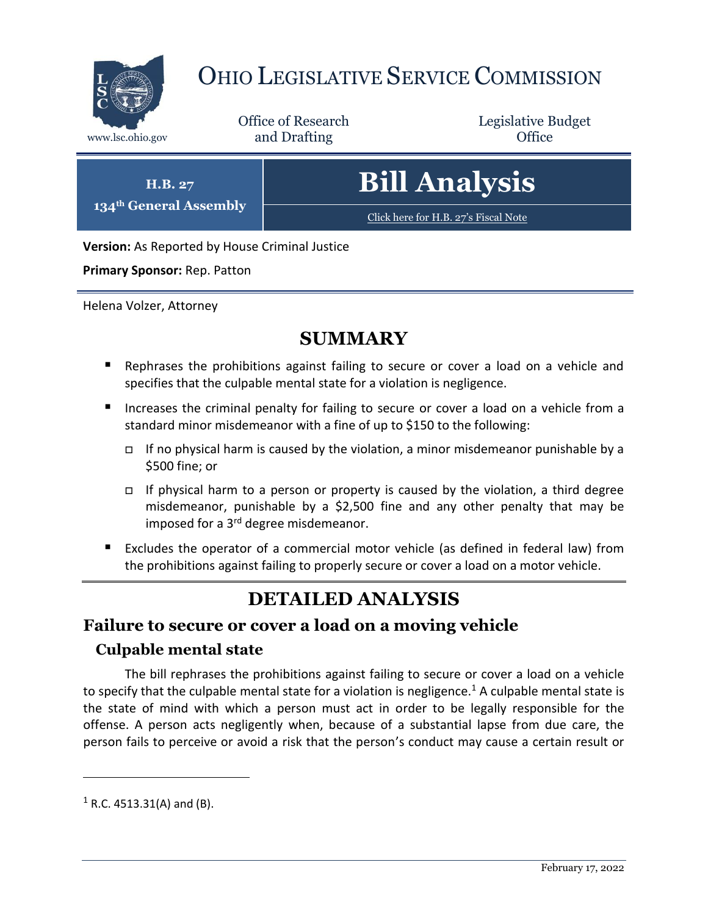# OHIO LEGISLATIVE SERVICE COMMISSION

www.lsc.ohio.gov

Office of Research and Drafting

Legislative Budget Office

**H.B. 27**
**134th General Assembly**

# Bill Analysis

Click here for H.B. 27's Fiscal Note

**Version:** As Reported by House Criminal Justice

**Primary Sponsor:** Rep. Patton

Helena Volzer, Attorney

## SUMMARY

- Rephrases the prohibitions against failing to secure or cover a load on a vehicle and specifies that the culpable mental state for a violation is negligence.
- Increases the criminal penalty for failing to secure or cover a load on a vehicle from a standard minor misdemeanor with a fine of up to $150 to the following:
  - If no physical harm is caused by the violation, a minor misdemeanor punishable by a $500 fine; or
  - If physical harm to a person or property is caused by the violation, a third degree misdemeanor, punishable by a $2,500 fine and any other penalty that may be imposed for a 3rd degree misdemeanor.
- Excludes the operator of a commercial motor vehicle (as defined in federal law) from the prohibitions against failing to properly secure or cover a load on a motor vehicle.

## DETAILED ANALYSIS

### Failure to secure or cover a load on a moving vehicle

#### Culpable mental state

The bill rephrases the prohibitions against failing to secure or cover a load on a vehicle to specify that the culpable mental state for a violation is negligence.[1] A culpable mental state is the state of mind with which a person must act in order to be legally responsible for the offense. A person acts negligently when, because of a substantial lapse from due care, the person fails to perceive or avoid a risk that the person's conduct may cause a certain result or

[1] R.C. 4513.31(A) and (B).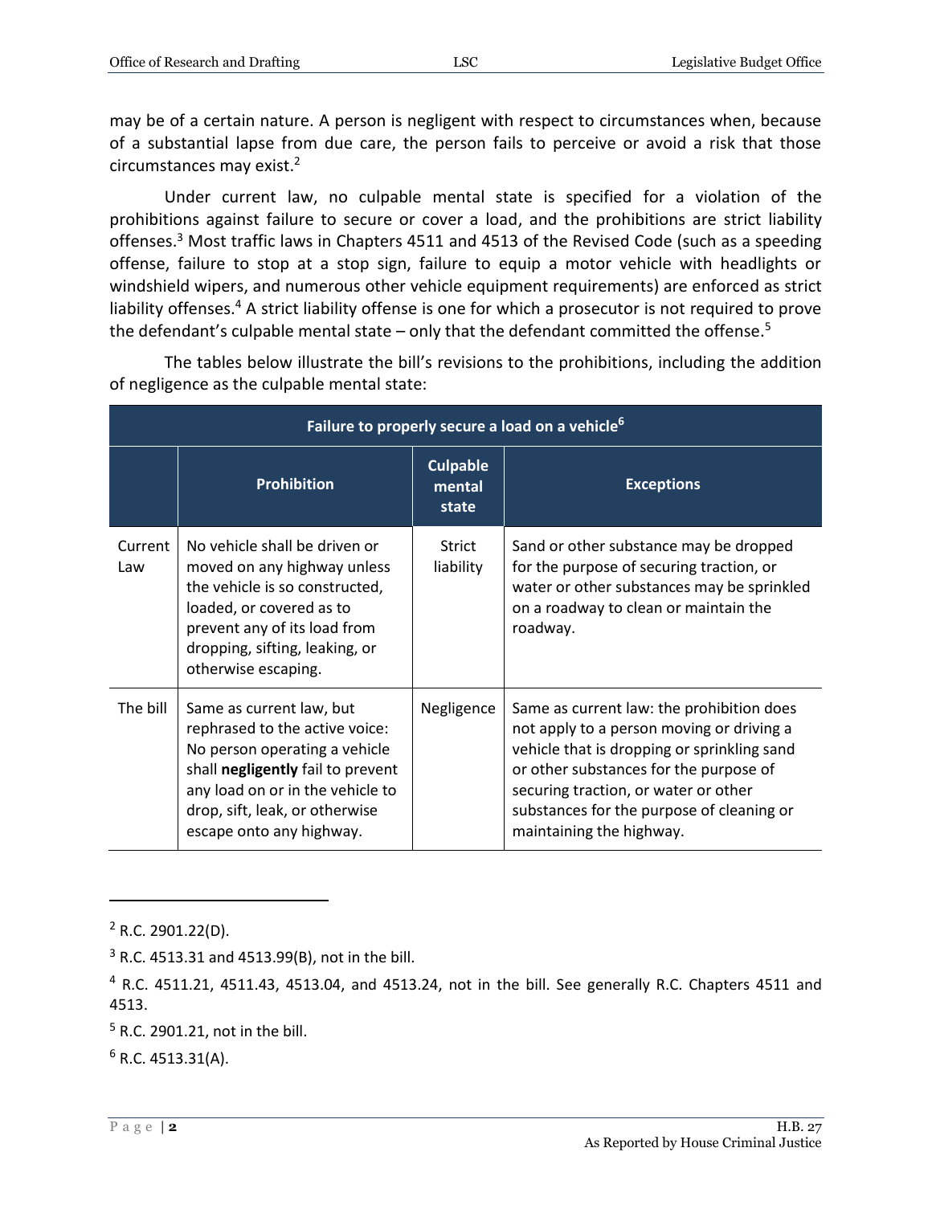may be of a certain nature. A person is negligent with respect to circumstances when, because of a substantial lapse from due care, the person fails to perceive or avoid a risk that those circumstances may exist.[2]

Under current law, no culpable mental state is specified for a violation of the prohibitions against failure to secure or cover a load, and the prohibitions are strict liability offenses.[3] Most traffic laws in Chapters 4511 and 4513 of the Revised Code (such as a speeding offense, failure to stop at a stop sign, failure to equip a motor vehicle with headlights or windshield wipers, and numerous other vehicle equipment requirements) are enforced as strict liability offenses.[4] A strict liability offense is one for which a prosecutor is not required to prove the defendant's culpable mental state – only that the defendant committed the offense.[5]

The tables below illustrate the bill's revisions to the prohibitions, including the addition of negligence as the culpable mental state:

| Failure to properly secure a load on a vehicle[6] | | | |
|---|---|---|---|
| | **Prohibition** | **Culpable mental state** | **Exceptions** |
| Current Law | No vehicle shall be driven or moved on any highway unless the vehicle is so constructed, loaded, or covered as to prevent any of its load from dropping, sifting, leaking, or otherwise escaping. | Strict liability | Sand or other substance may be dropped for the purpose of securing traction, or water or other substances may be sprinkled on a roadway to clean or maintain the roadway. |
| The bill | Same as current law, but rephrased to the active voice: No person operating a vehicle shall **negligently** fail to prevent any load on or in the vehicle to drop, sift, leak, or otherwise escape onto any highway. | Negligence | Same as current law: the prohibition does not apply to a person moving or driving a vehicle that is dropping or sprinkling sand or other substances for the purpose of securing traction, or water or other substances for the purpose of cleaning or maintaining the highway. |

---

[2] R.C. 2901.22(D).

[3] R.C. 4513.31 and 4513.99(B), not in the bill.

[4] R.C. 4511.21, 4511.43, 4513.04, and 4513.24, not in the bill. See generally R.C. Chapters 4511 and 4513.

[5] R.C. 2901.21, not in the bill.

[6] R.C. 4513.31(A).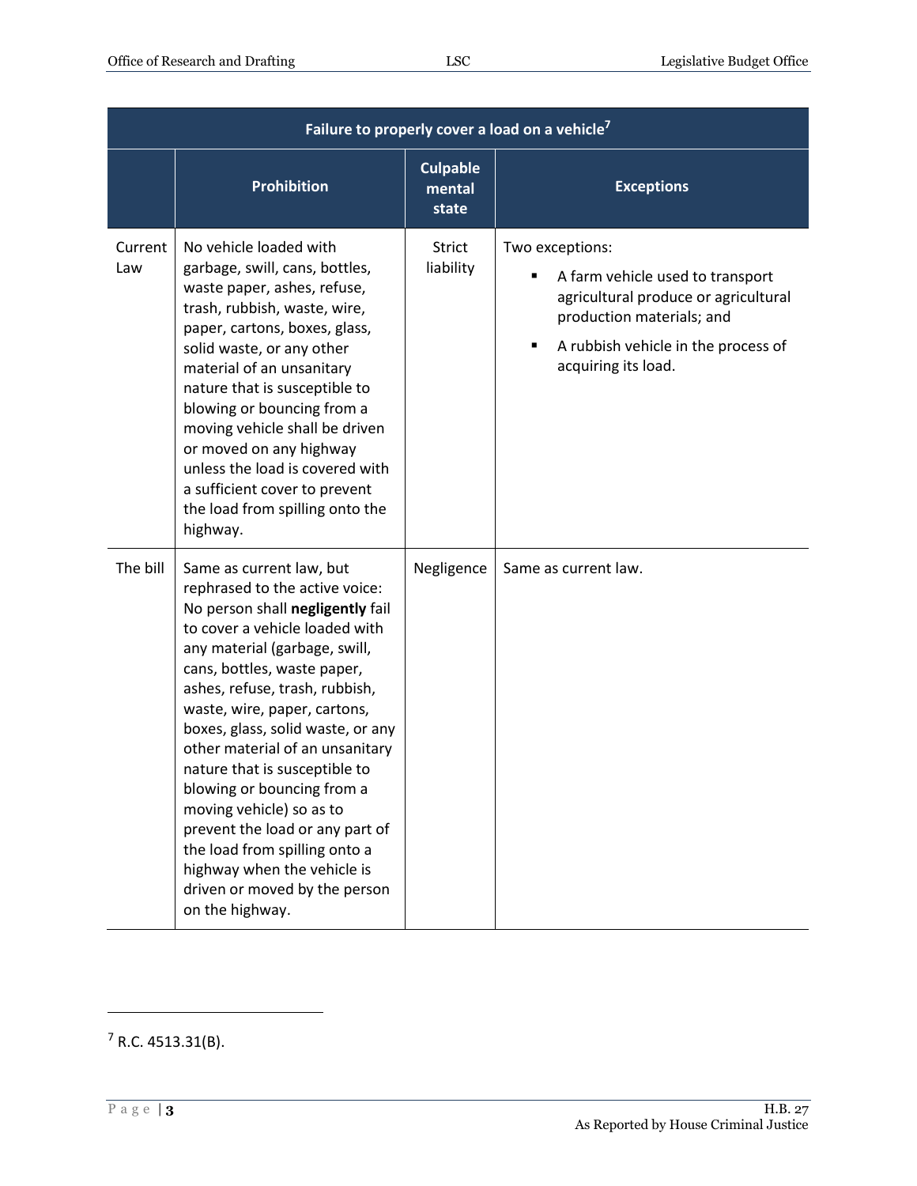| Failure to properly cover a load on a vehicle[7] | | | |
|---|---|---|---|
| | **Prohibition** | **Culpable mental state** | **Exceptions** |
| Current Law | No vehicle loaded with garbage, swill, cans, bottles, waste paper, ashes, refuse, trash, rubbish, waste, wire, paper, cartons, boxes, glass, solid waste, or any other material of an unsanitary nature that is susceptible to blowing or bouncing from a moving vehicle shall be driven or moved on any highway unless the load is covered with a sufficient cover to prevent the load from spilling onto the highway. | Strict liability | Two exceptions:<br>▪ A farm vehicle used to transport agricultural produce or agricultural production materials; and<br>▪ A rubbish vehicle in the process of acquiring its load. |
| The bill | Same as current law, but rephrased to the active voice: No person shall **negligently** fail to cover a vehicle loaded with any material (garbage, swill, cans, bottles, waste paper, ashes, refuse, trash, rubbish, waste, wire, paper, cartons, boxes, glass, solid waste, or any other material of an unsanitary nature that is susceptible to blowing or bouncing from a moving vehicle) so as to prevent the load or any part of the load from spilling onto a highway when the vehicle is driven or moved by the person on the highway. | Negligence | Same as current law. |

[7] R.C. 4513.31(B).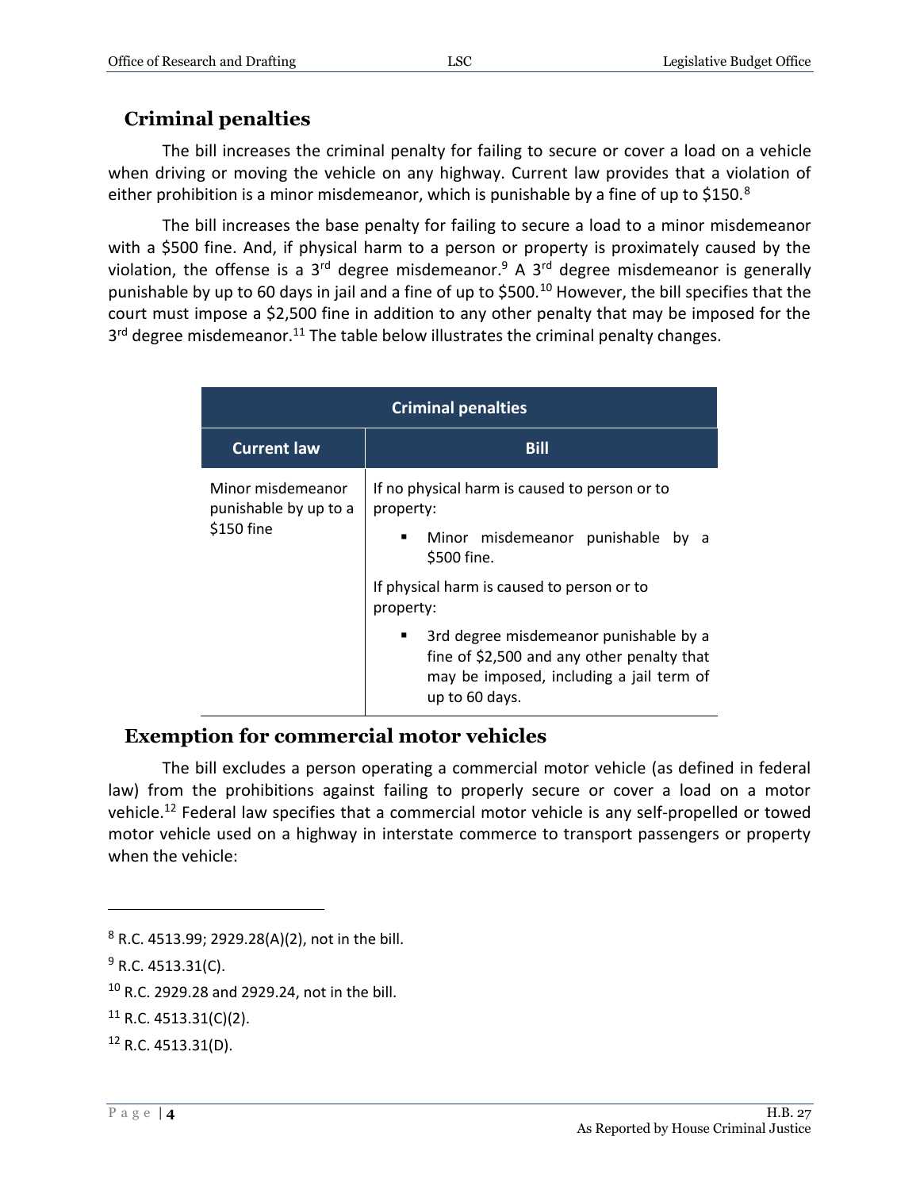## Criminal penalties

The bill increases the criminal penalty for failing to secure or cover a load on a vehicle when driving or moving the vehicle on any highway. Current law provides that a violation of either prohibition is a minor misdemeanor, which is punishable by a fine of up to $150.[8]

The bill increases the base penalty for failing to secure a load to a minor misdemeanor with a $500 fine. And, if physical harm to a person or property is proximately caused by the violation, the offense is a 3rd degree misdemeanor.[9] A 3rd degree misdemeanor is generally punishable by up to 60 days in jail and a fine of up to $500.[10] However, the bill specifies that the court must impose a $2,500 fine in addition to any other penalty that may be imposed for the 3rd degree misdemeanor.[11] The table below illustrates the criminal penalty changes.

| Criminal penalties | |
|---|---|
| **Current law** | **Bill** |
| Minor misdemeanor punishable by up to a $150 fine | If no physical harm is caused to person or to property:<br>▪ Minor misdemeanor punishable by a $500 fine.<br>If physical harm is caused to person or to property:<br>▪ 3rd degree misdemeanor punishable by a fine of $2,500 and any other penalty that may be imposed, including a jail term of up to 60 days. |

## Exemption for commercial motor vehicles

The bill excludes a person operating a commercial motor vehicle (as defined in federal law) from the prohibitions against failing to properly secure or cover a load on a motor vehicle.[12] Federal law specifies that a commercial motor vehicle is any self-propelled or towed motor vehicle used on a highway in interstate commerce to transport passengers or property when the vehicle:

---

[8] R.C. 4513.99; 2929.28(A)(2), not in the bill.

[9] R.C. 4513.31(C).

[10] R.C. 2929.28 and 2929.24, not in the bill.

[11] R.C. 4513.31(C)(2).

[12] R.C. 4513.31(D).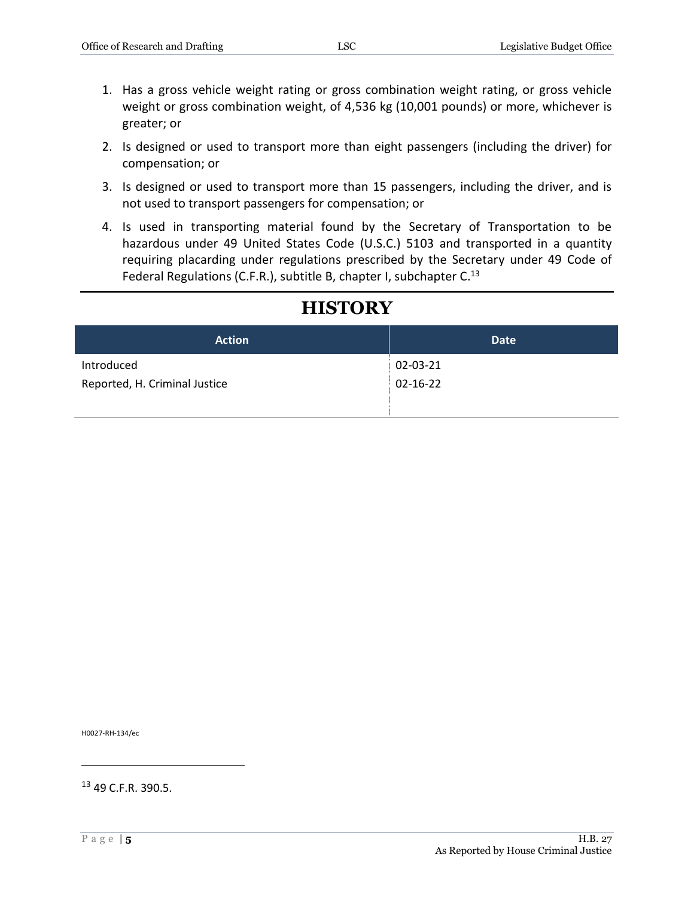1. Has a gross vehicle weight rating or gross combination weight rating, or gross vehicle weight or gross combination weight, of 4,536 kg (10,001 pounds) or more, whichever is greater; or
2. Is designed or used to transport more than eight passengers (including the driver) for compensation; or
3. Is designed or used to transport more than 15 passengers, including the driver, and is not used to transport passengers for compensation; or
4. Is used in transporting material found by the Secretary of Transportation to be hazardous under 49 United States Code (U.S.C.) 5103 and transported in a quantity requiring placarding under regulations prescribed by the Secretary under 49 Code of Federal Regulations (C.F.R.), subtitle B, chapter I, subchapter C.[13]

# HISTORY

| Action | Date |
|---|---|
| Introduced | 02-03-21 |
| Reported, H. Criminal Justice | 02-16-22 |

H0027-RH-134/ec

[13] 49 C.F.R. 390.5.